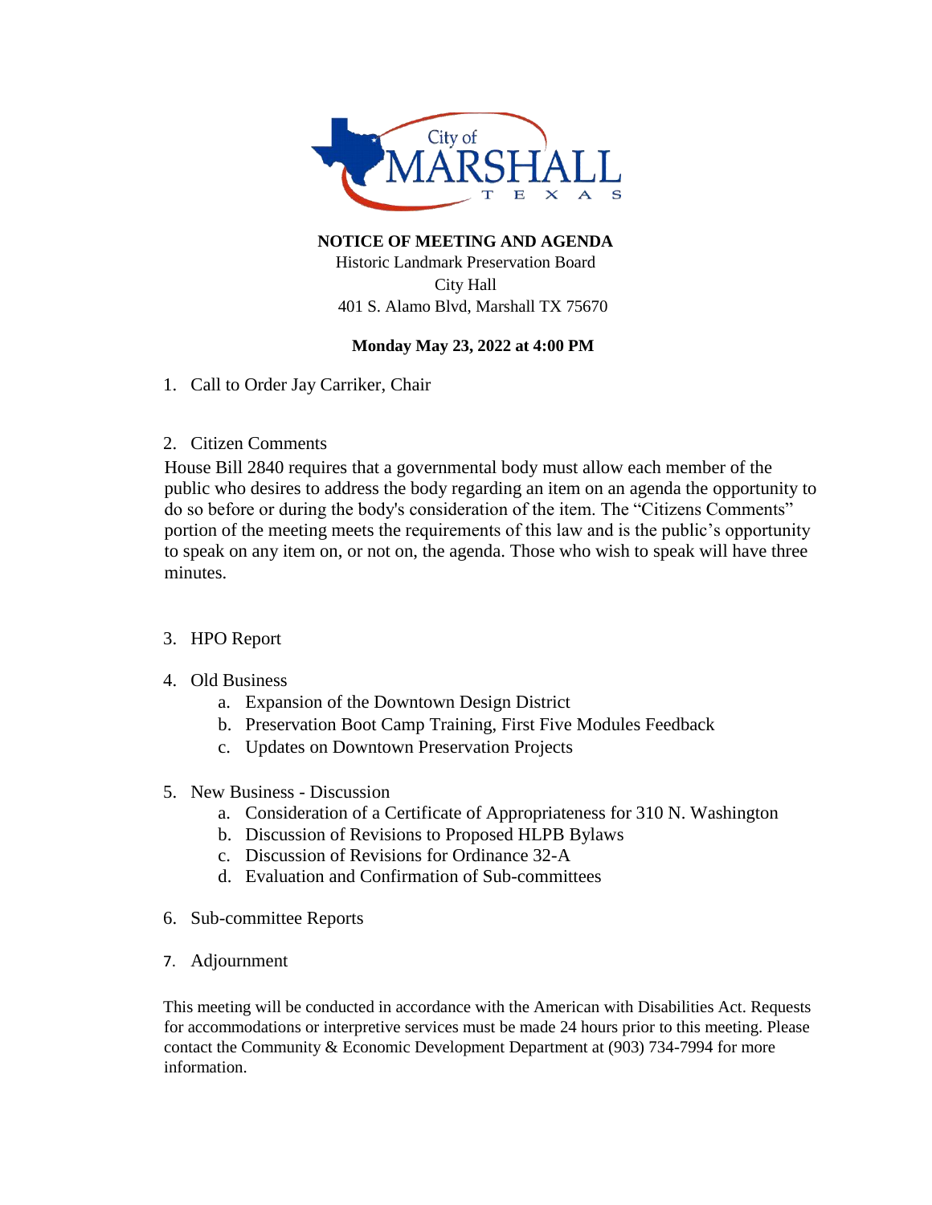City of MARSHALL TEXAS

**NOTICE OF MEETING AND AGENDA**

Historic Landmark Preservation Board
City Hall
401 S. Alamo Blvd, Marshall TX 75670

**Monday May 23, 2022 at 4:00 PM**

1. Call to Order Jay Carriker, Chair

2. Citizen Comments

House Bill 2840 requires that a governmental body must allow each member of the public who desires to address the body regarding an item on an agenda the opportunity to do so before or during the body's consideration of the item. The "Citizens Comments" portion of the meeting meets the requirements of this law and is the public's opportunity to speak on any item on, or not on, the agenda. Those who wish to speak will have three minutes.

3. HPO Report

4. Old Business
   a. Expansion of the Downtown Design District
   b. Preservation Boot Camp Training, First Five Modules Feedback
   c. Updates on Downtown Preservation Projects

5. New Business - Discussion
   a. Consideration of a Certificate of Appropriateness for 310 N. Washington
   b. Discussion of Revisions to Proposed HLPB Bylaws
   c. Discussion of Revisions for Ordinance 32-A
   d. Evaluation and Confirmation of Sub-committees

6. Sub-committee Reports

7. Adjournment

This meeting will be conducted in accordance with the American with Disabilities Act. Requests for accommodations or interpretive services must be made 24 hours prior to this meeting. Please contact the Community & Economic Development Department at (903) 734-7994 for more information.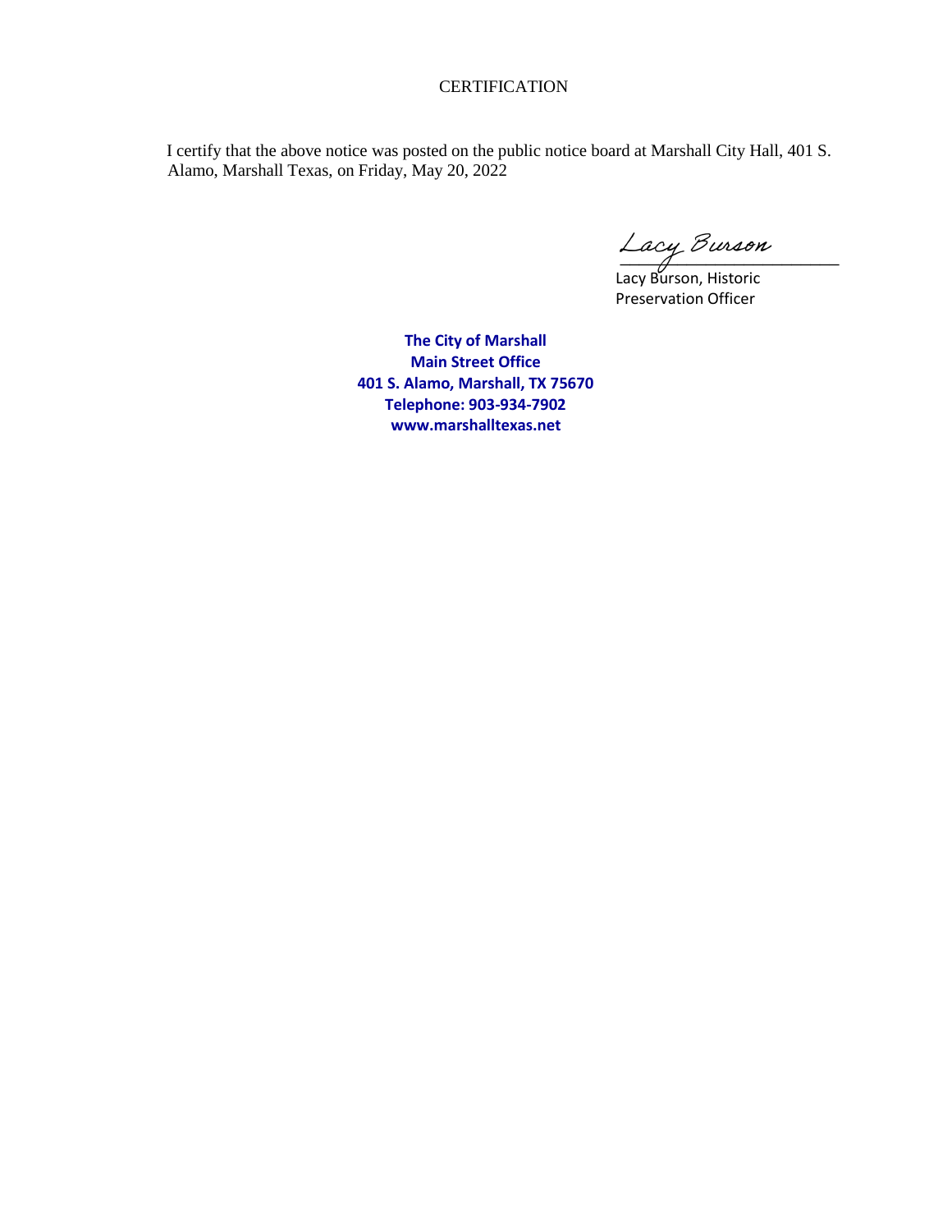## CERTIFICATION

I certify that the above notice was posted on the public notice board at Marshall City Hall, 401 S. Alamo, Marshall Texas, on Friday, May 20, 2022

Lacy Burson

Lacy Burson, Historic Preservation Officer

**The City of Marshall**
**Main Street Office**
**401 S. Alamo, Marshall, TX 75670**
**Telephone: 903-934-7902**
**www.marshalltexas.net**